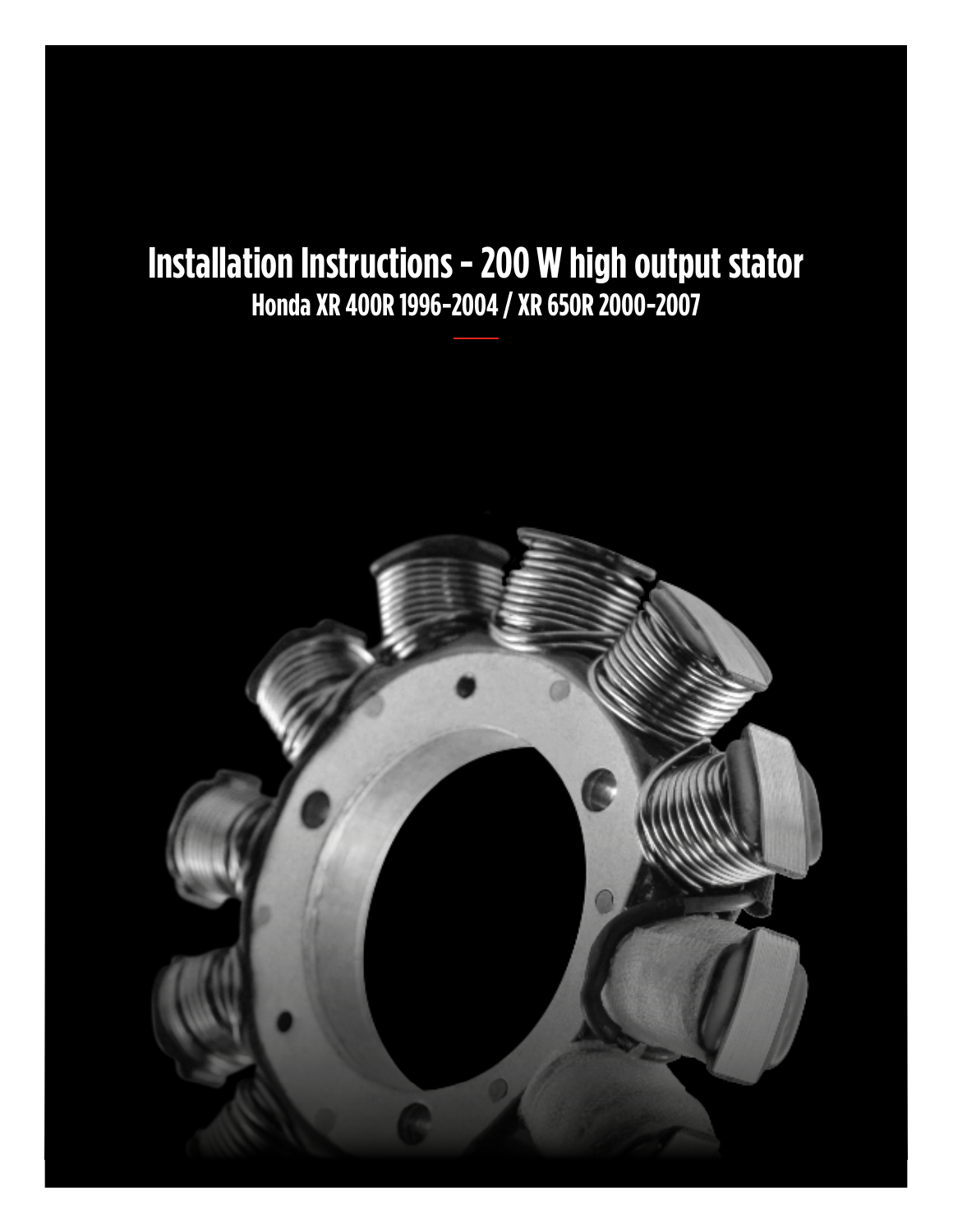# Installation Instructions - 200 W high output stator

## Honda XR 400R 1996-2004 / XR 650R 2000-2007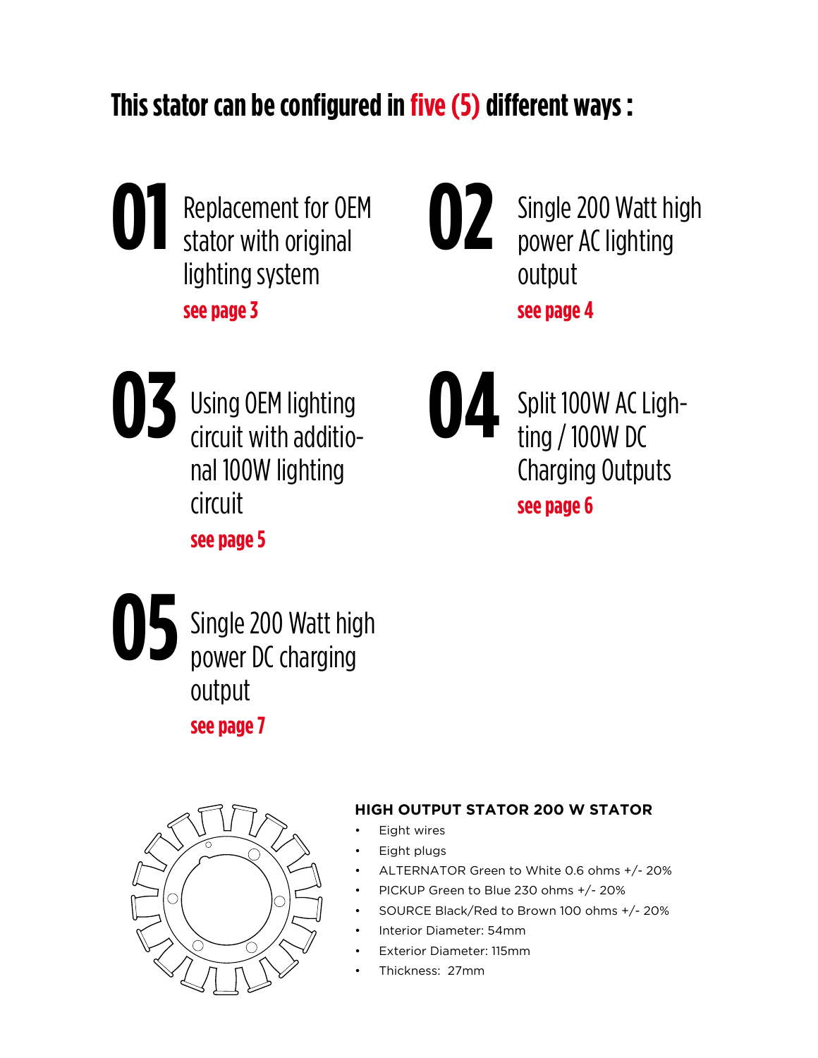# This stator can be configured in five (5) different ways :

**01** Replacement for OEM stator with original lighting system
**see page 3**

**02** Single 200 Watt high power AC lighting output
**see page 4**

**03** Using OEM lighting circuit with additional 100W lighting circuit
**see page 5**

**04** Split 100W AC Lighting / 100W DC Charging Outputs
**see page 6**

**05** Single 200 Watt high power DC charging output
**see page 7**

### HIGH OUTPUT STATOR 200 W STATOR

- Eight wires
- Eight plugs
- ALTERNATOR Green to White 0.6 ohms +/- 20%
- PICKUP Green to Blue 230 ohms +/- 20%
- SOURCE Black/Red to Brown 100 ohms +/- 20%
- Interior Diameter: 54mm
- Exterior Diameter: 115mm
- Thickness: 27mm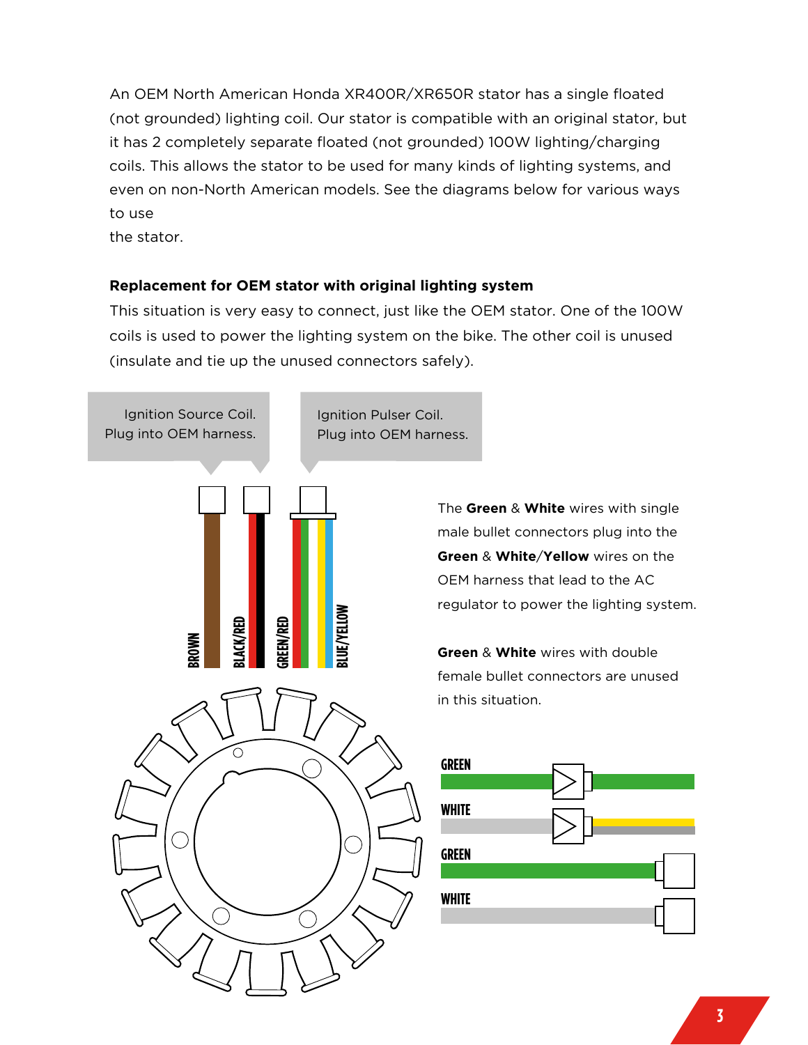An OEM North American Honda XR400R/XR650R stator has a single floated (not grounded) lighting coil. Our stator is compatible with an original stator, but it has 2 completely separate floated (not grounded) 100W lighting/charging coils. This allows the stator to be used for many kinds of lighting systems, and even on non-North American models. See the diagrams below for various ways to use
the stator.

**Replacement for OEM stator with original lighting system**

This situation is very easy to connect, just like the OEM stator. One of the 100W coils is used to power the lighting system on the bike. The other coil is unused (insulate and tie up the unused connectors safely).

Ignition Source Coil. Plug into OEM harness.

Ignition Pulser Coil. Plug into OEM harness.

BROWN

BLACK/RED

GREEN/RED

BLUE/YELLOW

The **Green** & **White** wires with single male bullet connectors plug into the **Green** & **White**/**Yellow** wires on the OEM harness that lead to the AC regulator to power the lighting system.

**Green** & **White** wires with double female bullet connectors are unused in this situation.

GREEN

WHITE

GREEN

WHITE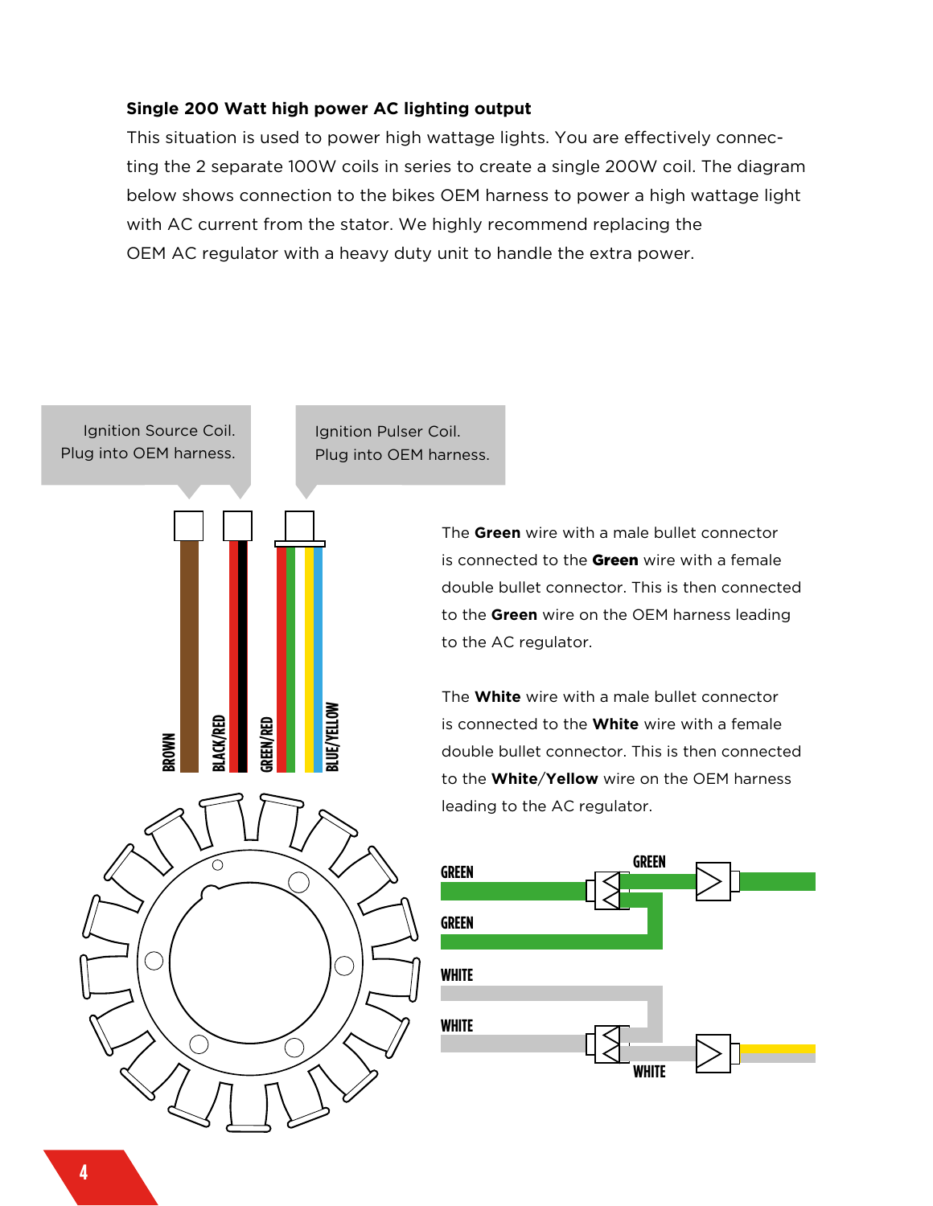**Single 200 Watt high power AC lighting output**

This situation is used to power high wattage lights. You are effectively connecting the 2 separate 100W coils in series to create a single 200W coil. The diagram below shows connection to the bikes OEM harness to power a high wattage light with AC current from the stator. We highly recommend replacing the OEM AC regulator with a heavy duty unit to handle the extra power.

Ignition Source Coil. Plug into OEM harness.

Ignition Pulser Coil. Plug into OEM harness.

BROWN

BLACK/RED

GREEN/RED

BLUE/YELLOW

The **Green** wire with a male bullet connector is connected to the **Green** wire with a female double bullet connector. This is then connected to the **Green** wire on the OEM harness leading to the AC regulator.

The **White** wire with a male bullet connector is connected to the **White** wire with a female double bullet connector. This is then connected to the **White**/**Yellow** wire on the OEM harness leading to the AC regulator.

GREEN

GREEN

GREEN

WHITE

WHITE

WHITE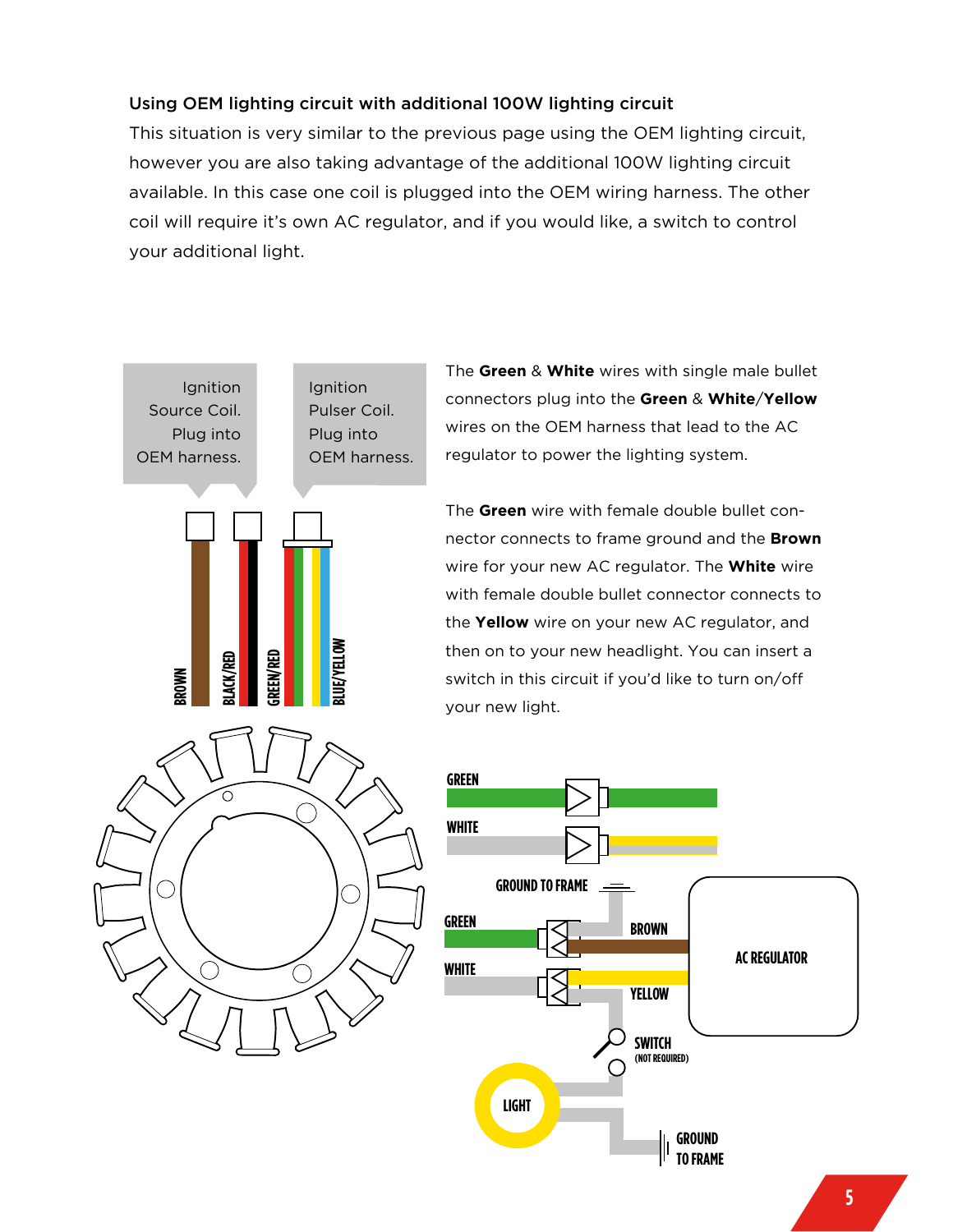### Using OEM lighting circuit with additional 100W lighting circuit

This situation is very similar to the previous page using the OEM lighting circuit, however you are also taking advantage of the additional 100W lighting circuit available. In this case one coil is plugged into the OEM wiring harness. The other coil will require it's own AC regulator, and if you would like, a switch to control your additional light.

Ignition Source Coil. Plug into OEM harness.

Ignition Pulser Coil. Plug into OEM harness.

BROWN

BLACK/RED

GREEN/RED

BLUE/YELLOW

The **Green** & **White** wires with single male bullet connectors plug into the **Green** & **White/Yellow** wires on the OEM harness that lead to the AC regulator to power the lighting system.

The **Green** wire with female double bullet connector connects to frame ground and the **Brown** wire for your new AC regulator. The **White** wire with female double bullet connector connects to the **Yellow** wire on your new AC regulator, and then on to your new headlight. You can insert a switch in this circuit if you'd like to turn on/off your new light.

GREEN

WHITE

GROUND TO FRAME

GREEN

BROWN

AC REGULATOR

WHITE

YELLOW

SWITCH (NOT REQUIRED)

LIGHT

GROUND TO FRAME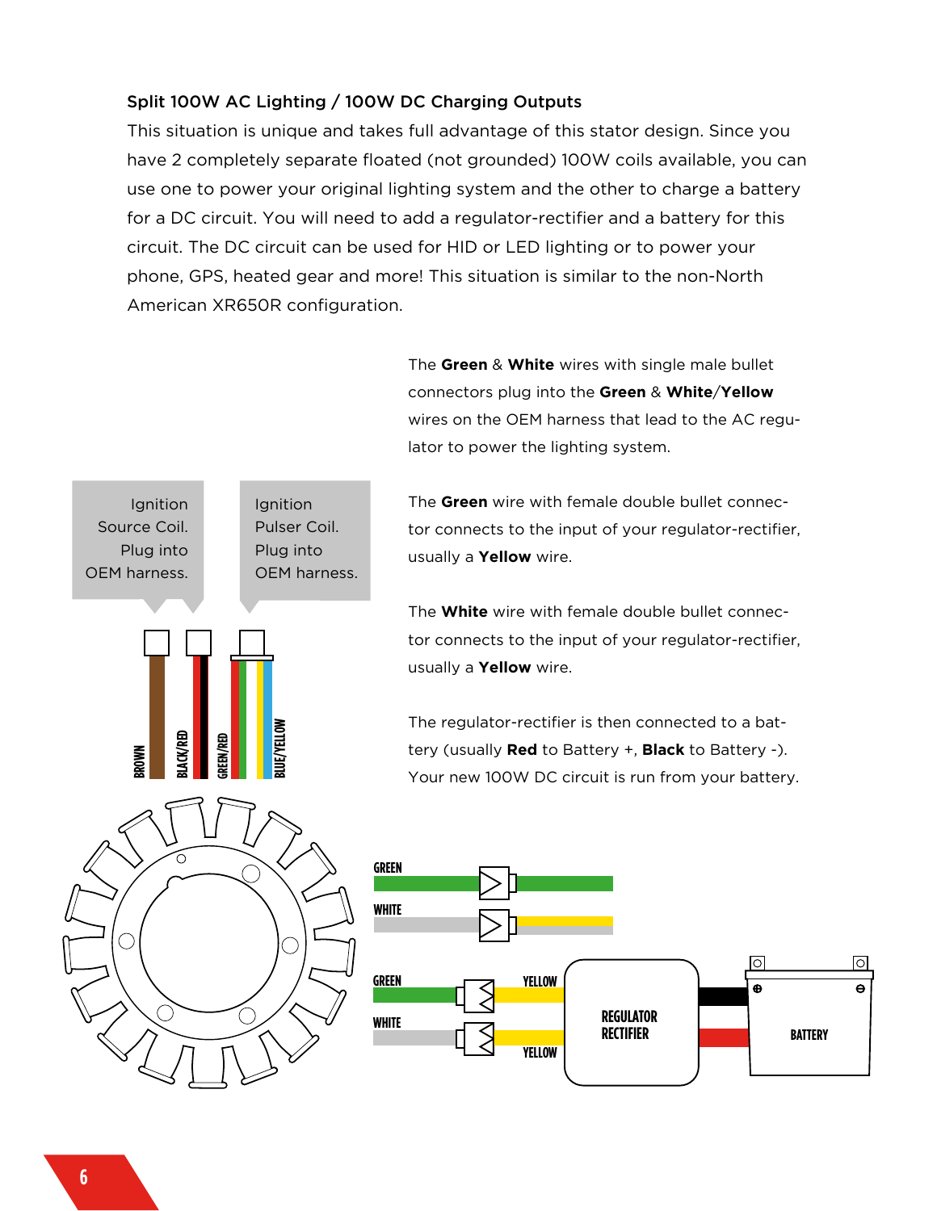**Split 100W AC Lighting / 100W DC Charging Outputs**

This situation is unique and takes full advantage of this stator design. Since you have 2 completely separate floated (not grounded) 100W coils available, you can use one to power your original lighting system and the other to charge a battery for a DC circuit. You will need to add a regulator-rectifier and a battery for this circuit. The DC circuit can be used for HID or LED lighting or to power your phone, GPS, heated gear and more! This situation is similar to the non-North American XR650R configuration.

The **Green** & **White** wires with single male bullet connectors plug into the **Green** & **White**/**Yellow** wires on the OEM harness that lead to the AC regulator to power the lighting system.

The **Green** wire with female double bullet connector connects to the input of your regulator-rectifier, usually a **Yellow** wire.

The **White** wire with female double bullet connector connects to the input of your regulator-rectifier, usually a **Yellow** wire.

The regulator-rectifier is then connected to a battery (usually **Red** to Battery +, **Black** to Battery -). Your new 100W DC circuit is run from your battery.

Ignition Source Coil. Plug into OEM harness.

Ignition Pulser Coil. Plug into OEM harness.

BROWN
BLACK/RED
GREEN/RED
BLUE/YELLOW

GREEN
WHITE
GREEN
WHITE
YELLOW
YELLOW
REGULATOR RECTIFIER
BATTERY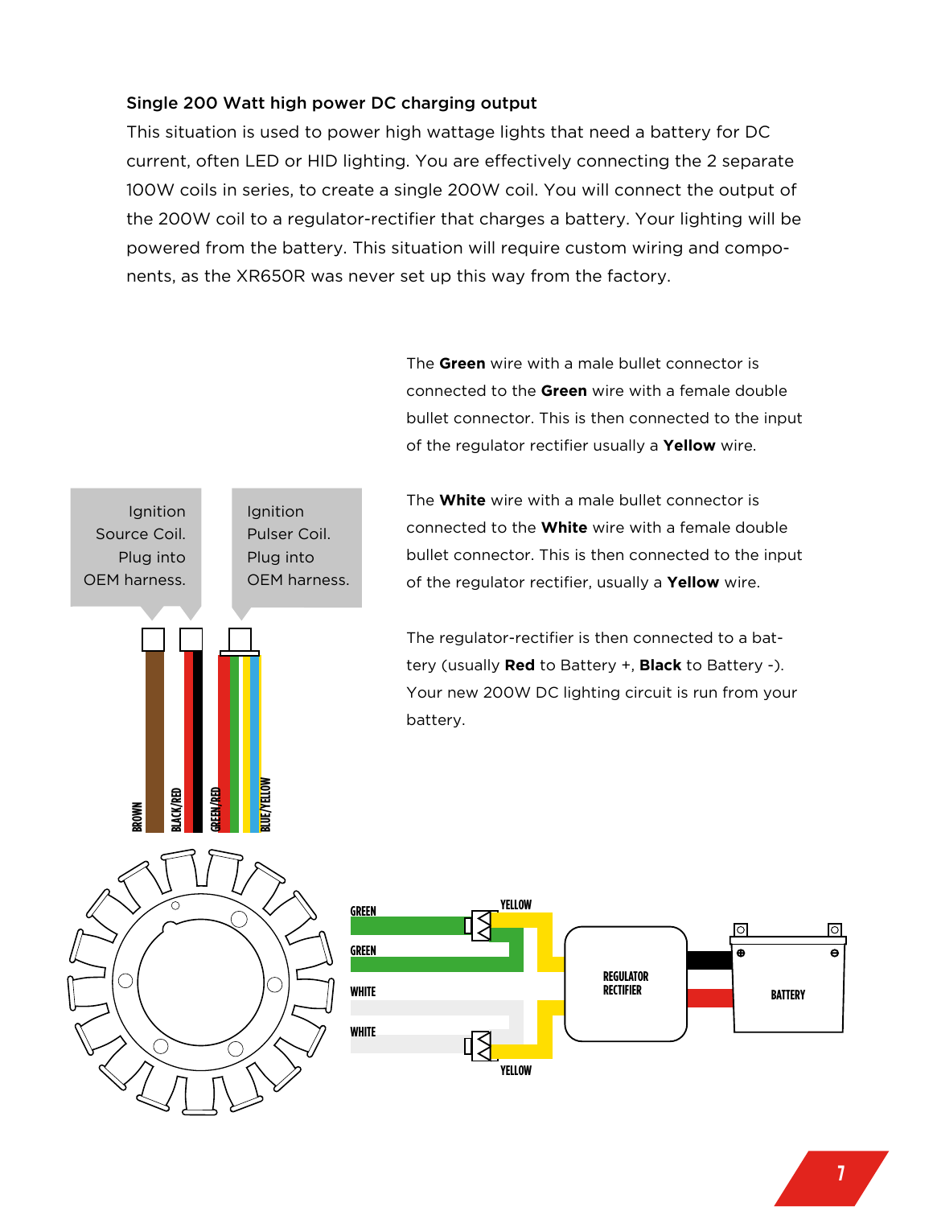**Single 200 Watt high power DC charging output**

This situation is used to power high wattage lights that need a battery for DC current, often LED or HID lighting. You are effectively connecting the 2 separate 100W coils in series, to create a single 200W coil. You will connect the output of the 200W coil to a regulator-rectifier that charges a battery. Your lighting will be powered from the battery. This situation will require custom wiring and components, as the XR650R was never set up this way from the factory.

The **Green** wire with a male bullet connector is connected to the **Green** wire with a female double bullet connector. This is then connected to the input of the regulator rectifier usually a **Yellow** wire.

The **White** wire with a male bullet connector is connected to the **White** wire with a female double bullet connector. This is then connected to the input of the regulator rectifier, usually a **Yellow** wire.

The regulator-rectifier is then connected to a battery (usually **Red** to Battery +, **Black** to Battery -). Your new 200W DC lighting circuit is run from your battery.

Ignition Source Coil. Plug into OEM harness.

Ignition Pulser Coil. Plug into OEM harness.

BROWN
BLACK/RED
GREEN/RED
BLUE/YELLOW

GREEN
GREEN
WHITE
WHITE
YELLOW
YELLOW
REGULATOR RECTIFIER
BATTERY